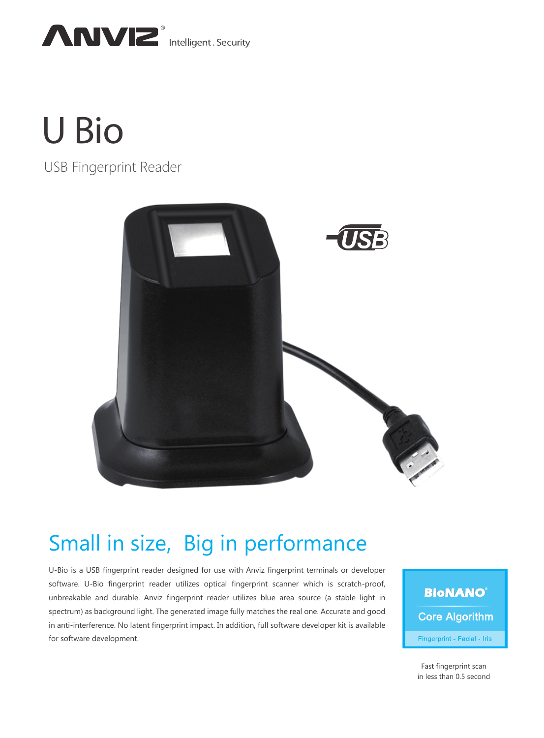ANVIZ® Intelligent . Security

# U Bio

USB Fingerprint Reader

USB

## Small in size, Big in performance

U-Bio is a USB fingerprint reader designed for use with Anviz fingerprint terminals or developer software. U-Bio fingerprint reader utilizes optical fingerprint scanner which is scratch-proof, unbreakable and durable. Anviz fingerprint reader utilizes blue area source (a stable light in spectrum) as background light. The generated image fully matches the real one. Accurate and good in anti-interference. No latent fingerprint impact. In addition, full software developer kit is available for software development.

**BioNANO®**

Core Algorithm

Fingerprint - Facial - Iris

Fast fingerprint scan in less than 0.5 second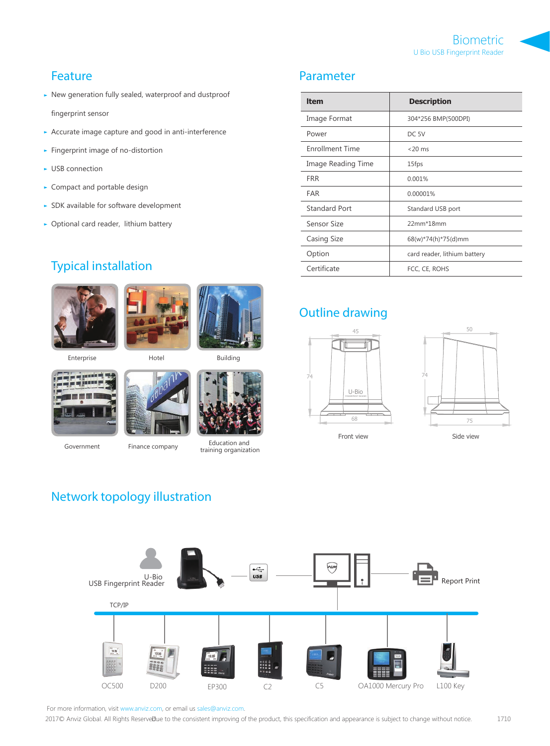# Biometric

U Bio USB Fingerprint Reader

## Feature

- New generation fully sealed, waterproof and dustproof fingerprint sensor
- Accurate image capture and good in anti-interference
- Fingerprint image of no-distortion
- USB connection
- Compact and portable design
- SDK available for software development
- Optional card reader, lithium battery

## Typical installation

Enterprise

Hotel

Building

Government

Finance company

Education and training organization

## Parameter

| Item | Description |
|---|---|
| Image Format | 304*256 BMP(500DPI) |
| Power | DC 5V |
| Enrollment Time | <20 ms |
| Image Reading Time | 15fps |
| FRR | 0.001% |
| FAR | 0.00001% |
| Standard Port | Standard USB port |
| Sensor Size | 22mm*18mm |
| Casing Size | 68(w)*74(h)*75(d)mm |
| Option | card reader, lithium battery |
| Certificate | FCC, CE, ROHS |

## Outline drawing

45
74
U-Bio
68
Front view

50
74
75
Side view

## Network topology illustration

U-Bio
USB Fingerprint Reader

USB

Report Print

TCP/IP

OC500
D200
EP300
C2
C5
OA1000 Mercury Pro
L100 Key

For more information, visit www.anviz.com, or email us sales@anviz.com.

2017© Anviz Global. All Rights Reserved. Due to the consistent improving of the product, this specification and appearance is subject to change without notice.